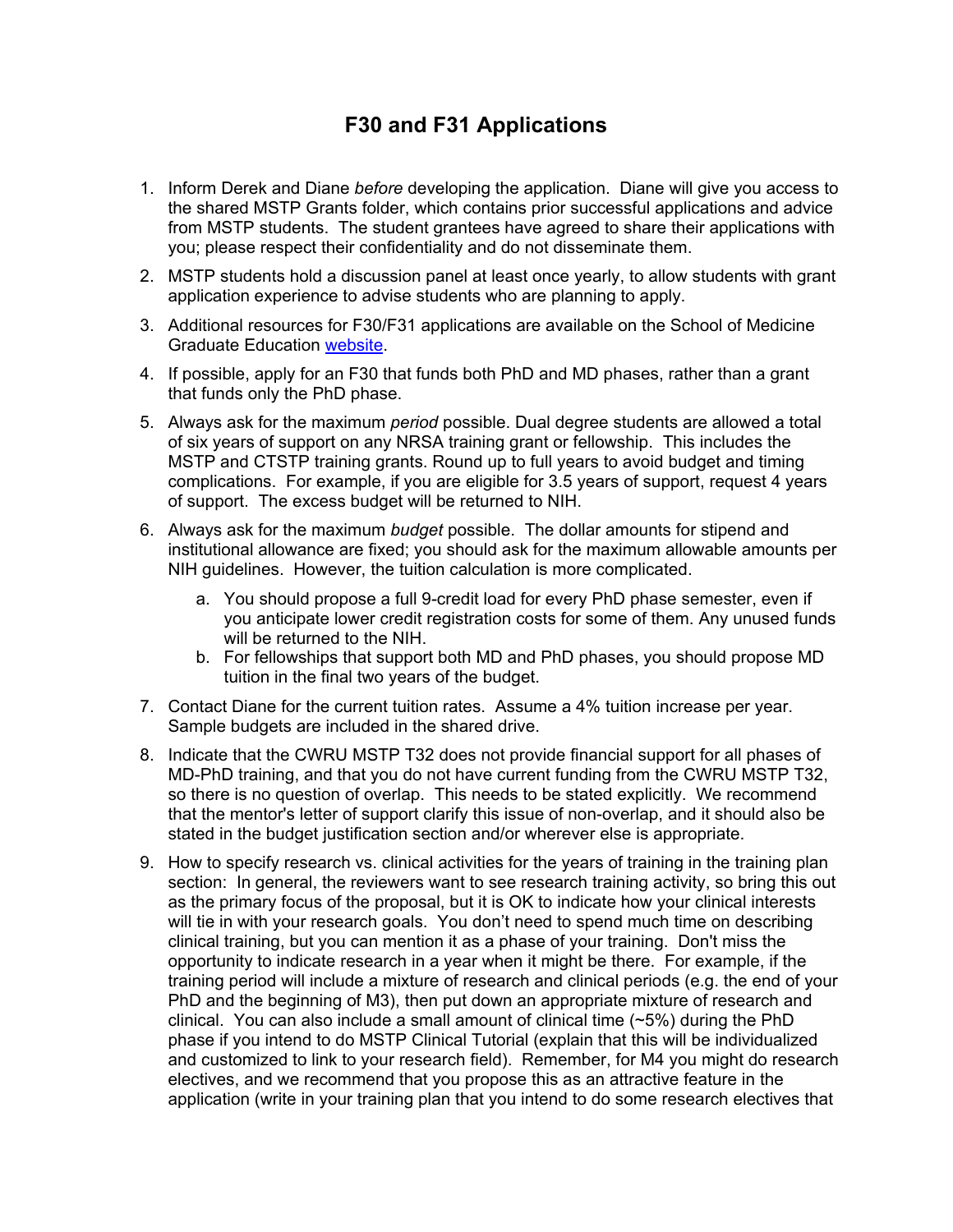# F30 and F31 Applications

1. Inform Derek and Diane *before* developing the application. Diane will give you access to the shared MSTP Grants folder, which contains prior successful applications and advice from MSTP students. The student grantees have agreed to share their applications with you; please respect their confidentiality and do not disseminate them.
2. MSTP students hold a discussion panel at least once yearly, to allow students with grant application experience to advise students who are planning to apply.
3. Additional resources for F30/F31 applications are available on the School of Medicine Graduate Education [website](website).
4. If possible, apply for an F30 that funds both PhD and MD phases, rather than a grant that funds only the PhD phase.
5. Always ask for the maximum *period* possible. Dual degree students are allowed a total of six years of support on any NRSA training grant or fellowship. This includes the MSTP and CTSTP training grants. Round up to full years to avoid budget and timing complications. For example, if you are eligible for 3.5 years of support, request 4 years of support. The excess budget will be returned to NIH.
6. Always ask for the maximum *budget* possible. The dollar amounts for stipend and institutional allowance are fixed; you should ask for the maximum allowable amounts per NIH guidelines. However, the tuition calculation is more complicated.
   a. You should propose a full 9-credit load for every PhD phase semester, even if you anticipate lower credit registration costs for some of them. Any unused funds will be returned to the NIH.
   b. For fellowships that support both MD and PhD phases, you should propose MD tuition in the final two years of the budget.
7. Contact Diane for the current tuition rates. Assume a 4% tuition increase per year. Sample budgets are included in the shared drive.
8. Indicate that the CWRU MSTP T32 does not provide financial support for all phases of MD-PhD training, and that you do not have current funding from the CWRU MSTP T32, so there is no question of overlap. This needs to be stated explicitly. We recommend that the mentor's letter of support clarify this issue of non-overlap, and it should also be stated in the budget justification section and/or wherever else is appropriate.
9. How to specify research vs. clinical activities for the years of training in the training plan section: In general, the reviewers want to see research training activity, so bring this out as the primary focus of the proposal, but it is OK to indicate how your clinical interests will tie in with your research goals. You don't need to spend much time on describing clinical training, but you can mention it as a phase of your training. Don't miss the opportunity to indicate research in a year when it might be there. For example, if the training period will include a mixture of research and clinical periods (e.g. the end of your PhD and the beginning of M3), then put down an appropriate mixture of research and clinical. You can also include a small amount of clinical time (~5%) during the PhD phase if you intend to do MSTP Clinical Tutorial (explain that this will be individualized and customized to link to your research field). Remember, for M4 you might do research electives, and we recommend that you propose this as an attractive feature in the application (write in your training plan that you intend to do some research electives that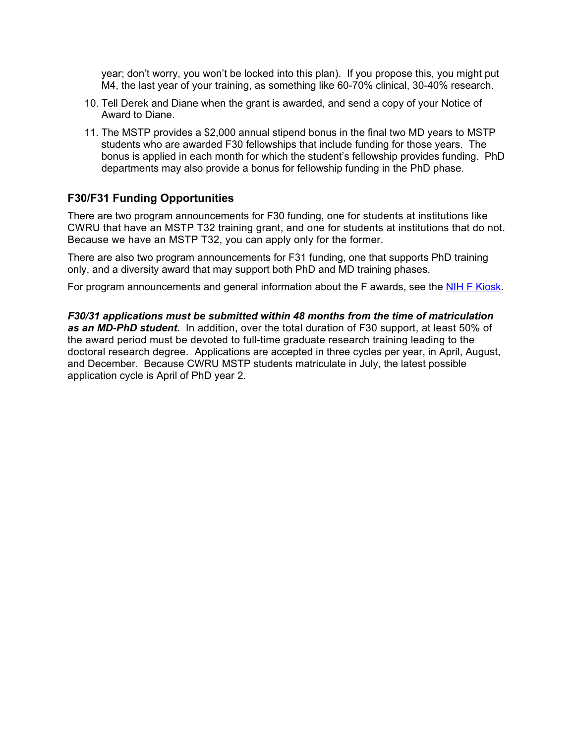year; don't worry, you won't be locked into this plan). If you propose this, you might put M4, the last year of your training, as something like 60-70% clinical, 30-40% research.

10. Tell Derek and Diane when the grant is awarded, and send a copy of your Notice of Award to Diane.
11. The MSTP provides a $2,000 annual stipend bonus in the final two MD years to MSTP students who are awarded F30 fellowships that include funding for those years. The bonus is applied in each month for which the student's fellowship provides funding. PhD departments may also provide a bonus for fellowship funding in the PhD phase.

## F30/F31 Funding Opportunities

There are two program announcements for F30 funding, one for students at institutions like CWRU that have an MSTP T32 training grant, and one for students at institutions that do not. Because we have an MSTP T32, you can apply only for the former.

There are also two program announcements for F31 funding, one that supports PhD training only, and a diversity award that may support both PhD and MD training phases.

For program announcements and general information about the F awards, see the NIH F Kiosk.

***F30/31 applications must be submitted within 48 months from the time of matriculation as an MD-PhD student.*** In addition, over the total duration of F30 support, at least 50% of the award period must be devoted to full-time graduate research training leading to the doctoral research degree. Applications are accepted in three cycles per year, in April, August, and December. Because CWRU MSTP students matriculate in July, the latest possible application cycle is April of PhD year 2.